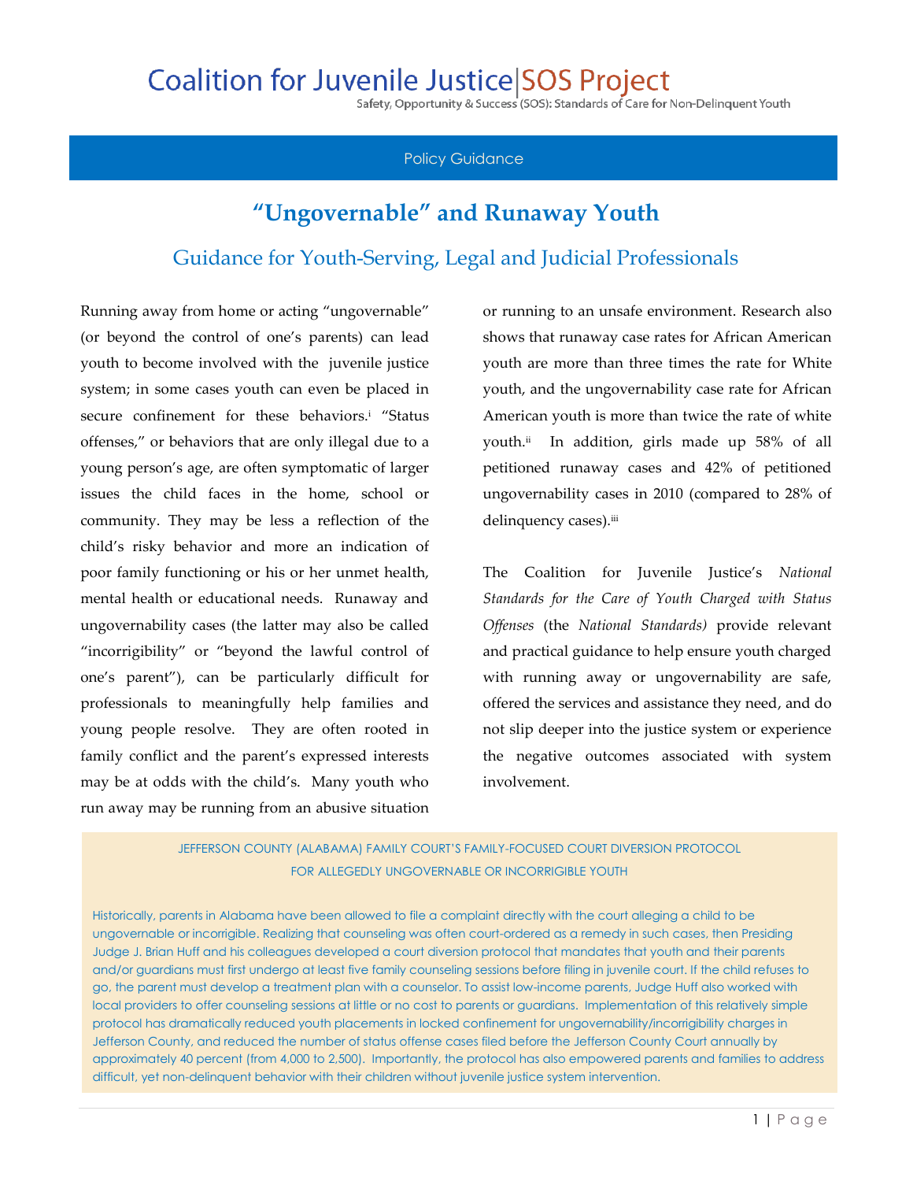Coalition for Juvenile Justice|SOS Project

Safety, Opportunity & Success (SOS): Standards of Care for Non-Delinquent Youth

Policy Guidance

# "Ungovernable" and Runaway Youth

## Guidance for Youth-Serving, Legal and Judicial Professionals

Running away from home or acting "ungovernable" (or beyond the control of one's parents) can lead youth to become involved with the juvenile justice system; in some cases youth can even be placed in secure confinement for these behaviors.[i] "Status offenses," or behaviors that are only illegal due to a young person's age, are often symptomatic of larger issues the child faces in the home, school or community. They may be less a reflection of the child's risky behavior and more an indication of poor family functioning or his or her unmet health, mental health or educational needs. Runaway and ungovernability cases (the latter may also be called "incorrigibility" or "beyond the lawful control of one's parent"), can be particularly difficult for professionals to meaningfully help families and young people resolve. They are often rooted in family conflict and the parent's expressed interests may be at odds with the child's. Many youth who run away may be running from an abusive situation or running to an unsafe environment. Research also shows that runaway case rates for African American youth are more than three times the rate for White youth, and the ungovernability case rate for African American youth is more than twice the rate of white youth.[ii] In addition, girls made up 58% of all petitioned runaway cases and 42% of petitioned ungovernability cases in 2010 (compared to 28% of delinquency cases).[iii]

The Coalition for Juvenile Justice's *National Standards for the Care of Youth Charged with Status Offenses* (the *National Standards)* provide relevant and practical guidance to help ensure youth charged with running away or ungovernability are safe, offered the services and assistance they need, and do not slip deeper into the justice system or experience the negative outcomes associated with system involvement.

JEFFERSON COUNTY (ALABAMA) FAMILY COURT'S FAMILY-FOCUSED COURT DIVERSION PROTOCOL FOR ALLEGEDLY UNGOVERNABLE OR INCORRIGIBLE YOUTH

Historically, parents in Alabama have been allowed to file a complaint directly with the court alleging a child to be ungovernable or incorrigible. Realizing that counseling was often court-ordered as a remedy in such cases, then Presiding Judge J. Brian Huff and his colleagues developed a court diversion protocol that mandates that youth and their parents and/or guardians must first undergo at least five family counseling sessions before filing in juvenile court. If the child refuses to go, the parent must develop a treatment plan with a counselor. To assist low-income parents, Judge Huff also worked with local providers to offer counseling sessions at little or no cost to parents or guardians. Implementation of this relatively simple protocol has dramatically reduced youth placements in locked confinement for ungovernability/incorrigibility charges in Jefferson County, and reduced the number of status offense cases filed before the Jefferson County Court annually by approximately 40 percent (from 4,000 to 2,500). Importantly, the protocol has also empowered parents and families to address difficult, yet non-delinquent behavior with their children without juvenile justice system intervention.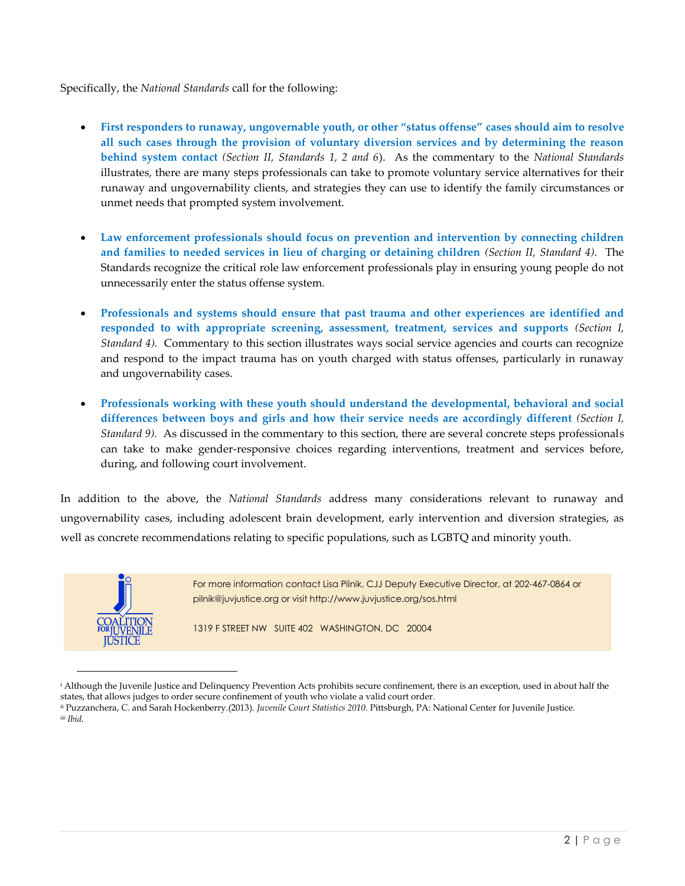Specifically, the *National Standards* call for the following:

- **First responders to runaway, ungovernable youth, or other "status offense" cases should aim to resolve all such cases through the provision of voluntary diversion services and by determining the reason behind system contact** *(Section II, Standards 1, 2 and 6*). As the commentary to the *National Standards* illustrates, there are many steps professionals can take to promote voluntary service alternatives for their runaway and ungovernability clients, and strategies they can use to identify the family circumstances or unmet needs that prompted system involvement.

- **Law enforcement professionals should focus on prevention and intervention by connecting children and families to needed services in lieu of charging or detaining children** *(Section II, Standard 4).* The Standards recognize the critical role law enforcement professionals play in ensuring young people do not unnecessarily enter the status offense system.

- **Professionals and systems should ensure that past trauma and other experiences are identified and responded to with appropriate screening, assessment, treatment, services and supports** *(Section I, Standard 4).* Commentary to this section illustrates ways social service agencies and courts can recognize and respond to the impact trauma has on youth charged with status offenses, particularly in runaway and ungovernability cases.

- **Professionals working with these youth should understand the developmental, behavioral and social differences between boys and girls and how their service needs are accordingly different** *(Section I, Standard 9).* As discussed in the commentary to this section, there are several concrete steps professionals can take to make gender-responsive choices regarding interventions, treatment and services before, during, and following court involvement.

In addition to the above, the *National Standards* address many considerations relevant to runaway and ungovernability cases, including adolescent brain development, early intervention and diversion strategies, as well as concrete recommendations relating to specific populations, such as LGBTQ and minority youth.

COALITION FOR JUVENILE JUSTICE

For more information contact Lisa Pilnik, CJJ Deputy Executive Director, at 202-467-0864 or pilnik@juvjustice.org or visit http://www.juvjustice.org/sos.html

1319 F STREET NW SUITE 402 WASHINGTON, DC 20004

---

[i] Although the Juvenile Justice and Delinquency Prevention Acts prohibits secure confinement, there is an exception, used in about half the states, that allows judges to order secure confinement of youth who violate a valid court order.

[ii] Puzzanchera, C. and Sarah Hockenberry.(2013). *Juvenile Court Statistics 2010.* Pittsburgh, PA: National Center for Juvenile Justice.

[iii] *Ibid.*